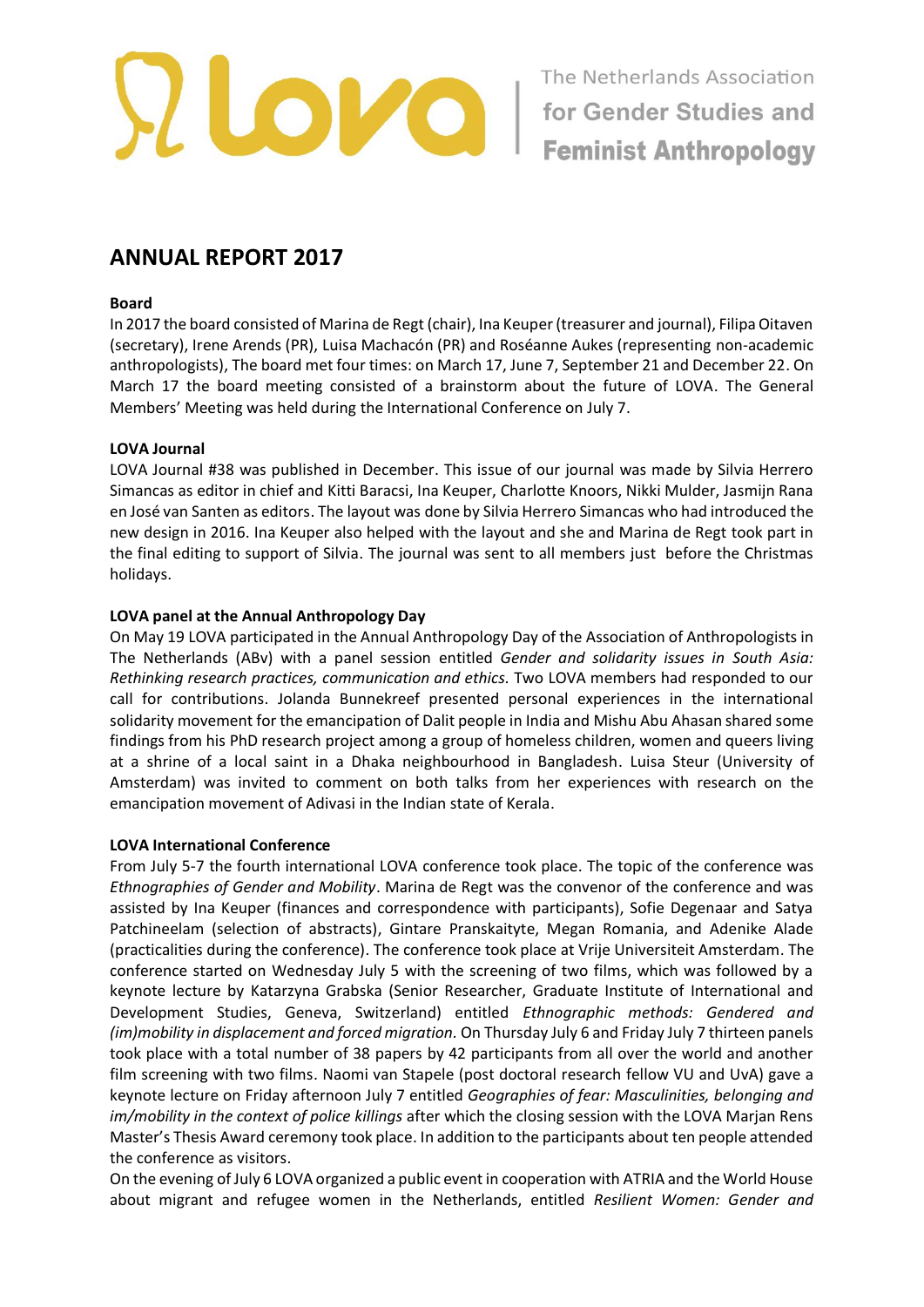# ANNUAL REPORT 2017

**Board**

In 2017 the board consisted of Marina de Regt (chair), Ina Keuper (treasurer and journal), Filipa Oitaven (secretary), Irene Arends (PR), Luisa Machacón (PR) and Roséanne Aukes (representing non-academic anthropologists), The board met four times: on March 17, June 7, September 21 and December 22. On March 17 the board meeting consisted of a brainstorm about the future of LOVA. The General Members' Meeting was held during the International Conference on July 7.

**LOVA Journal**

LOVA Journal #38 was published in December. This issue of our journal was made by Silvia Herrero Simancas as editor in chief and Kitti Baracsi, Ina Keuper, Charlotte Knoors, Nikki Mulder, Jasmijn Rana en José van Santen as editors. The layout was done by Silvia Herrero Simancas who had introduced the new design in 2016. Ina Keuper also helped with the layout and she and Marina de Regt took part in the final editing to support of Silvia. The journal was sent to all members just before the Christmas holidays.

**LOVA panel at the Annual Anthropology Day**

On May 19 LOVA participated in the Annual Anthropology Day of the Association of Anthropologists in The Netherlands (ABv) with a panel session entitled *Gender and solidarity issues in South Asia: Rethinking research practices, communication and ethics.* Two LOVA members had responded to our call for contributions. Jolanda Bunnekreef presented personal experiences in the international solidarity movement for the emancipation of Dalit people in India and Mishu Abu Ahasan shared some findings from his PhD research project among a group of homeless children, women and queers living at a shrine of a local saint in a Dhaka neighbourhood in Bangladesh. Luisa Steur (University of Amsterdam) was invited to comment on both talks from her experiences with research on the emancipation movement of Adivasi in the Indian state of Kerala.

**LOVA International Conference**

From July 5-7 the fourth international LOVA conference took place. The topic of the conference was *Ethnographies of Gender and Mobility*. Marina de Regt was the convenor of the conference and was assisted by Ina Keuper (finances and correspondence with participants), Sofie Degenaar and Satya Patchineelam (selection of abstracts), Gintare Pranskaityte, Megan Romania, and Adenike Alade (practicalities during the conference). The conference took place at Vrije Universiteit Amsterdam. The conference started on Wednesday July 5 with the screening of two films, which was followed by a keynote lecture by Katarzyna Grabska (Senior Researcher, Graduate Institute of International and Development Studies, Geneva, Switzerland) entitled *Ethnographic methods: Gendered and (im)mobility in displacement and forced migration.* On Thursday July 6 and Friday July 7 thirteen panels took place with a total number of 38 papers by 42 participants from all over the world and another film screening with two films. Naomi van Stapele (post doctoral research fellow VU and UvA) gave a keynote lecture on Friday afternoon July 7 entitled *Geographies of fear: Masculinities, belonging and im/mobility in the context of police killings* after which the closing session with the LOVA Marjan Rens Master's Thesis Award ceremony took place. In addition to the participants about ten people attended the conference as visitors.

On the evening of July 6 LOVA organized a public event in cooperation with ATRIA and the World House about migrant and refugee women in the Netherlands, entitled *Resilient Women: Gender and*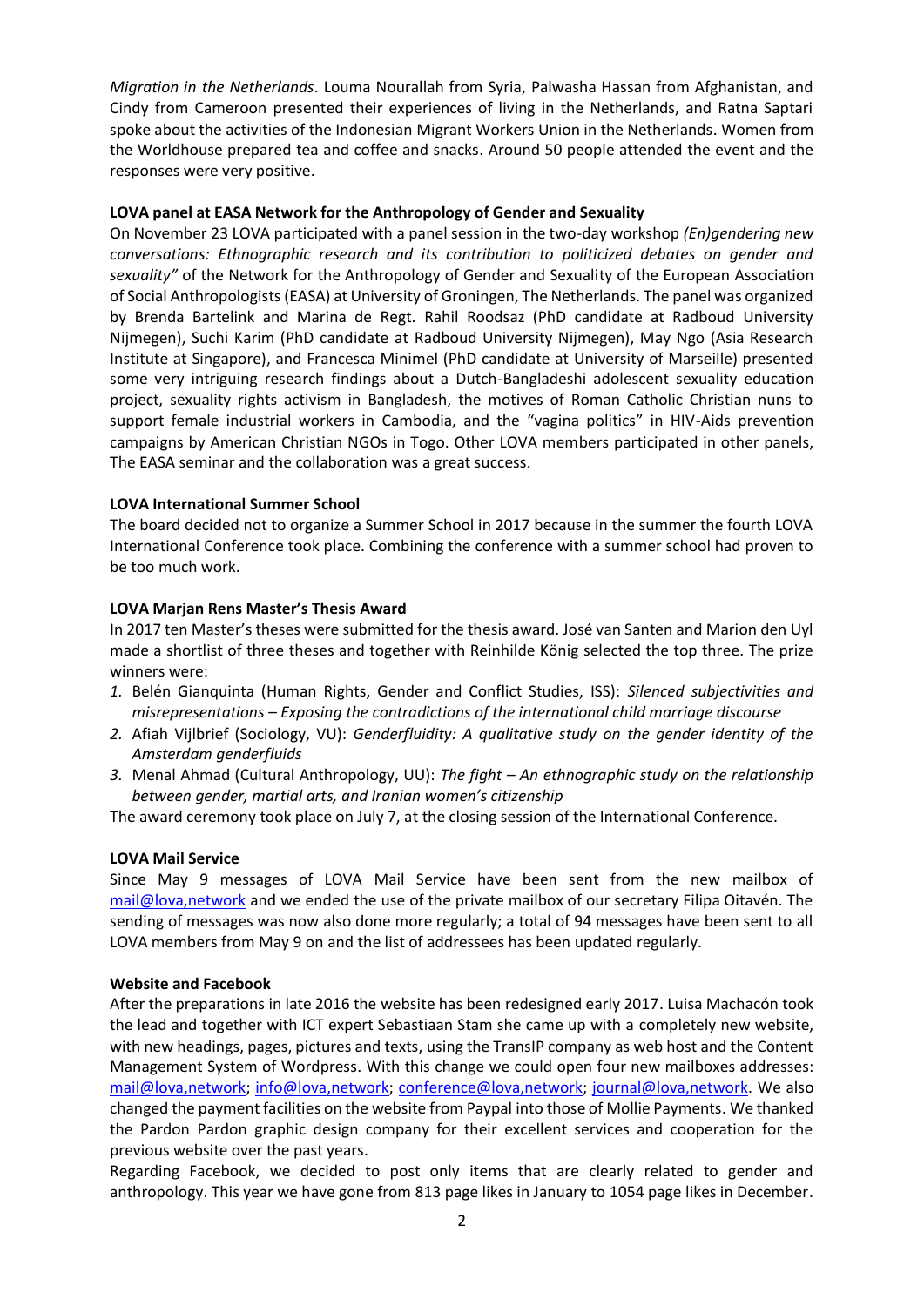*Migration in the Netherlands*. Louma Nourallah from Syria, Palwasha Hassan from Afghanistan, and Cindy from Cameroon presented their experiences of living in the Netherlands, and Ratna Saptari spoke about the activities of the Indonesian Migrant Workers Union in the Netherlands. Women from the Worldhouse prepared tea and coffee and snacks. Around 50 people attended the event and the responses were very positive.

**LOVA panel at EASA Network for the Anthropology of Gender and Sexuality**

On November 23 LOVA participated with a panel session in the two-day workshop *(En)gendering new conversations: Ethnographic research and its contribution to politicized debates on gender and sexuality"* of the Network for the Anthropology of Gender and Sexuality of the European Association of Social Anthropologists (EASA) at University of Groningen, The Netherlands. The panel was organized by Brenda Bartelink and Marina de Regt. Rahil Roodsaz (PhD candidate at Radboud University Nijmegen), Suchi Karim (PhD candidate at Radboud University Nijmegen), May Ngo (Asia Research Institute at Singapore), and Francesca Minimel (PhD candidate at University of Marseille) presented some very intriguing research findings about a Dutch-Bangladeshi adolescent sexuality education project, sexuality rights activism in Bangladesh, the motives of Roman Catholic Christian nuns to support female industrial workers in Cambodia, and the "vagina politics" in HIV-Aids prevention campaigns by American Christian NGOs in Togo. Other LOVA members participated in other panels, The EASA seminar and the collaboration was a great success.

**LOVA International Summer School**

The board decided not to organize a Summer School in 2017 because in the summer the fourth LOVA International Conference took place. Combining the conference with a summer school had proven to be too much work.

**LOVA Marjan Rens Master's Thesis Award**

In 2017 ten Master's theses were submitted for the thesis award. José van Santen and Marion den Uyl made a shortlist of three theses and together with Reinhilde König selected the top three. The prize winners were:

1. Belén Gianquinta (Human Rights, Gender and Conflict Studies, ISS): *Silenced subjectivities and misrepresentations – Exposing the contradictions of the international child marriage discourse*
2. Afiah Vijlbrief (Sociology, VU): *Genderfluidity: A qualitative study on the gender identity of the Amsterdam genderfluids*
3. Menal Ahmad (Cultural Anthropology, UU): *The fight – An ethnographic study on the relationship between gender, martial arts, and Iranian women's citizenship*

The award ceremony took place on July 7, at the closing session of the International Conference.

**LOVA Mail Service**

Since May 9 messages of LOVA Mail Service have been sent from the new mailbox of mail@lova,network and we ended the use of the private mailbox of our secretary Filipa Oitavén. The sending of messages was now also done more regularly; a total of 94 messages have been sent to all LOVA members from May 9 on and the list of addressees has been updated regularly.

**Website and Facebook**

After the preparations in late 2016 the website has been redesigned early 2017. Luisa Machacón took the lead and together with ICT expert Sebastiaan Stam she came up with a completely new website, with new headings, pages, pictures and texts, using the TransIP company as web host and the Content Management System of Wordpress. With this change we could open four new mailboxes addresses: mail@lova,network; info@lova,network; conference@lova,network; journal@lova,network. We also changed the payment facilities on the website from Paypal into those of Mollie Payments. We thanked the Pardon Pardon graphic design company for their excellent services and cooperation for the previous website over the past years.

Regarding Facebook, we decided to post only items that are clearly related to gender and anthropology. This year we have gone from 813 page likes in January to 1054 page likes in December.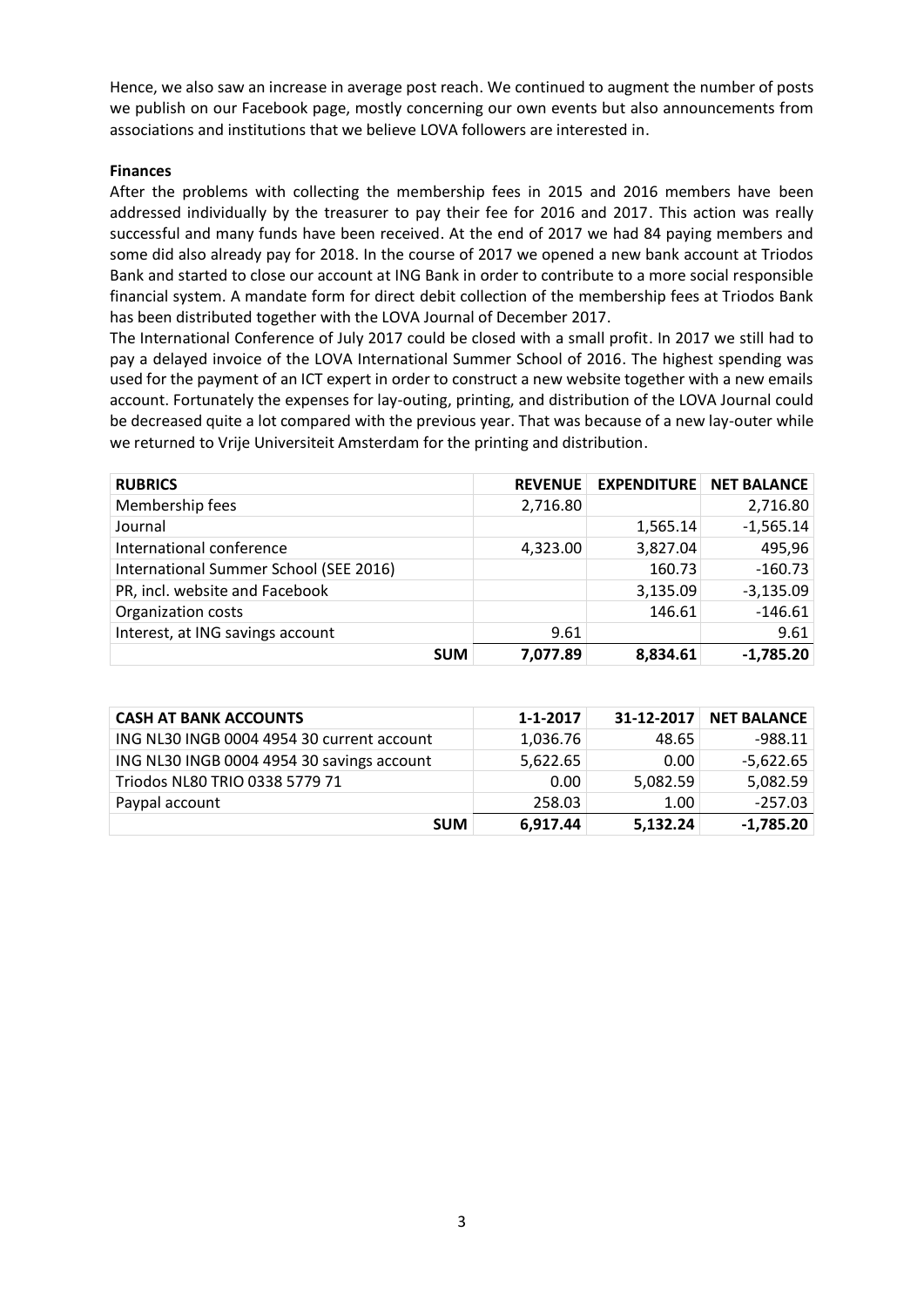Hence, we also saw an increase in average post reach. We continued to augment the number of posts we publish on our Facebook page, mostly concerning our own events but also announcements from associations and institutions that we believe LOVA followers are interested in.

**Finances**

After the problems with collecting the membership fees in 2015 and 2016 members have been addressed individually by the treasurer to pay their fee for 2016 and 2017. This action was really successful and many funds have been received. At the end of 2017 we had 84 paying members and some did also already pay for 2018. In the course of 2017 we opened a new bank account at Triodos Bank and started to close our account at ING Bank in order to contribute to a more social responsible financial system. A mandate form for direct debit collection of the membership fees at Triodos Bank has been distributed together with the LOVA Journal of December 2017.

The International Conference of July 2017 could be closed with a small profit. In 2017 we still had to pay a delayed invoice of the LOVA International Summer School of 2016. The highest spending was used for the payment of an ICT expert in order to construct a new website together with a new emails account. Fortunately the expenses for lay-outing, printing, and distribution of the LOVA Journal could be decreased quite a lot compared with the previous year. That was because of a new lay-outer while we returned to Vrije Universiteit Amsterdam for the printing and distribution.

| RUBRICS | REVENUE | EXPENDITURE | NET BALANCE |
| --- | --- | --- | --- |
| Membership fees | 2,716.80 | | 2,716.80 |
| Journal | | 1,565.14 | -1,565.14 |
| International conference | 4,323.00 | 3,827.04 | 495,96 |
| International Summer School (SEE 2016) | | 160.73 | -160.73 |
| PR, incl. website and Facebook | | 3,135.09 | -3,135.09 |
| Organization costs | | 146.61 | -146.61 |
| Interest, at ING savings account | 9.61 | | 9.61 |
| **SUM** | **7,077.89** | **8,834.61** | **-1,785.20** |

| CASH AT BANK ACCOUNTS | 1-1-2017 | 31-12-2017 | NET BALANCE |
| --- | --- | --- | --- |
| ING NL30 INGB 0004 4954 30 current account | 1,036.76 | 48.65 | -988.11 |
| ING NL30 INGB 0004 4954 30 savings account | 5,622.65 | 0.00 | -5,622.65 |
| Triodos NL80 TRIO 0338 5779 71 | 0.00 | 5,082.59 | 5,082.59 |
| Paypal account | 258.03 | 1.00 | -257.03 |
| **SUM** | **6,917.44** | **5,132.24** | **-1,785.20** |